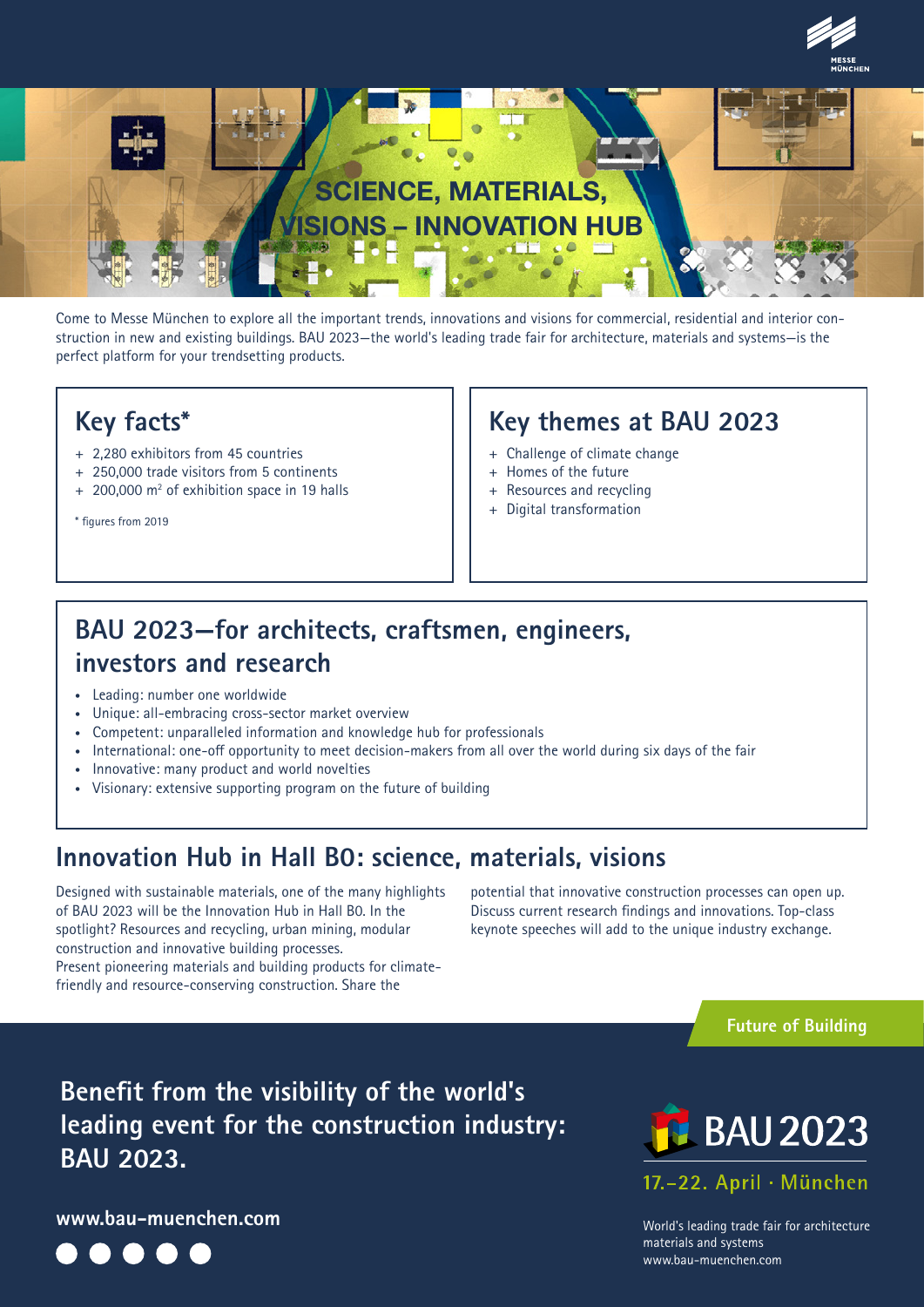MESSE MÜNCHEN

# SCIENCE, MATERIALS, VISIONS – INNOVATION HUB

Come to Messe München to explore all the important trends, innovations and visions for commercial, residential and interior construction in new and existing buildings. BAU 2023—the world's leading trade fair for architecture, materials and systems—is the perfect platform for your trendsetting products.

## Key facts*

+ 2,280 exhibitors from 45 countries
+ 250,000 trade visitors from 5 continents
+ 200,000 m$^2$ of exhibition space in 19 halls

\* figures from 2019

## Key themes at BAU 2023

+ Challenge of climate change
+ Homes of the future
+ Resources and recycling
+ Digital transformation

## BAU 2023—for architects, craftsmen, engineers, investors and research

- Leading: number one worldwide
- Unique: all-embracing cross-sector market overview
- Competent: unparalleled information and knowledge hub for professionals
- International: one-off opportunity to meet decision-makers from all over the world during six days of the fair
- Innovative: many product and world novelties
- Visionary: extensive supporting program on the future of building

## Innovation Hub in Hall B0: science, materials, visions

Designed with sustainable materials, one of the many highlights of BAU 2023 will be the Innovation Hub in Hall B0. In the spotlight? Resources and recycling, urban mining, modular construction and innovative building processes.
Present pioneering materials and building products for climate-friendly and resource-conserving construction. Share the potential that innovative construction processes can open up. Discuss current research findings and innovations. Top-class keynote speeches will add to the unique industry exchange.

**Future of Building**

**Benefit from the visibility of the world's leading event for the construction industry: BAU 2023.**

**www.bau-muenchen.com**

BAU 2023

17.–22. April · München

World's leading trade fair for architecture materials and systems
www.bau-muenchen.com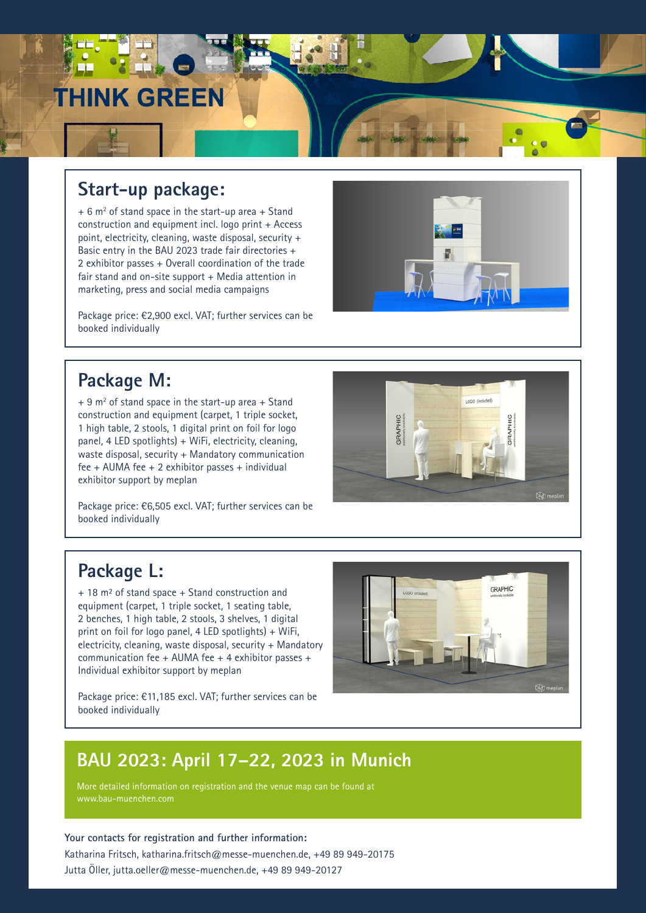# THINK GREEN

## Start-up package:

+ 6 m² of stand space in the start-up area + Stand construction and equipment incl. logo print + Access point, electricity, cleaning, waste disposal, security + Basic entry in the BAU 2023 trade fair directories + 2 exhibitor passes + Overall coordination of the trade fair stand and on-site support + Media attention in marketing, press and social media campaigns

Package price: €2,900 excl. VAT; further services can be booked individually

## Package M:

+ 9 m² of stand space in the start-up area + Stand construction and equipment (carpet, 1 triple socket, 1 high table, 2 stools, 1 digital print on foil for logo panel, 4 LED spotlights) + WiFi, electricity, cleaning, waste disposal, security + Mandatory communication fee + AUMA fee + 2 exhibitor passes + individual exhibitor support by meplan

Package price: €6,505 excl. VAT; further services can be booked individually

## Package L:

+ 18 m² of stand space + Stand construction and equipment (carpet, 1 triple socket, 1 seating table, 2 benches, 1 high table, 2 stools, 3 shelves, 1 digital print on foil for logo panel, 4 LED spotlights) + WiFi, electricity, cleaning, waste disposal, security + Mandatory communication fee + AUMA fee + 4 exhibitor passes + Individual exhibitor support by meplan

Package price: €11,185 excl. VAT; further services can be booked individually

## BAU 2023: April 17–22, 2023 in Munich

More detailed information on registration and the venue map can be found at www.bau-muenchen.com

**Your contacts for registration and further information:**

Katharina Fritsch, katharina.fritsch@messe-muenchen.de, +49 89 949-20175
Jutta Öller, jutta.oeller@messe-muenchen.de, +49 89 949-20127